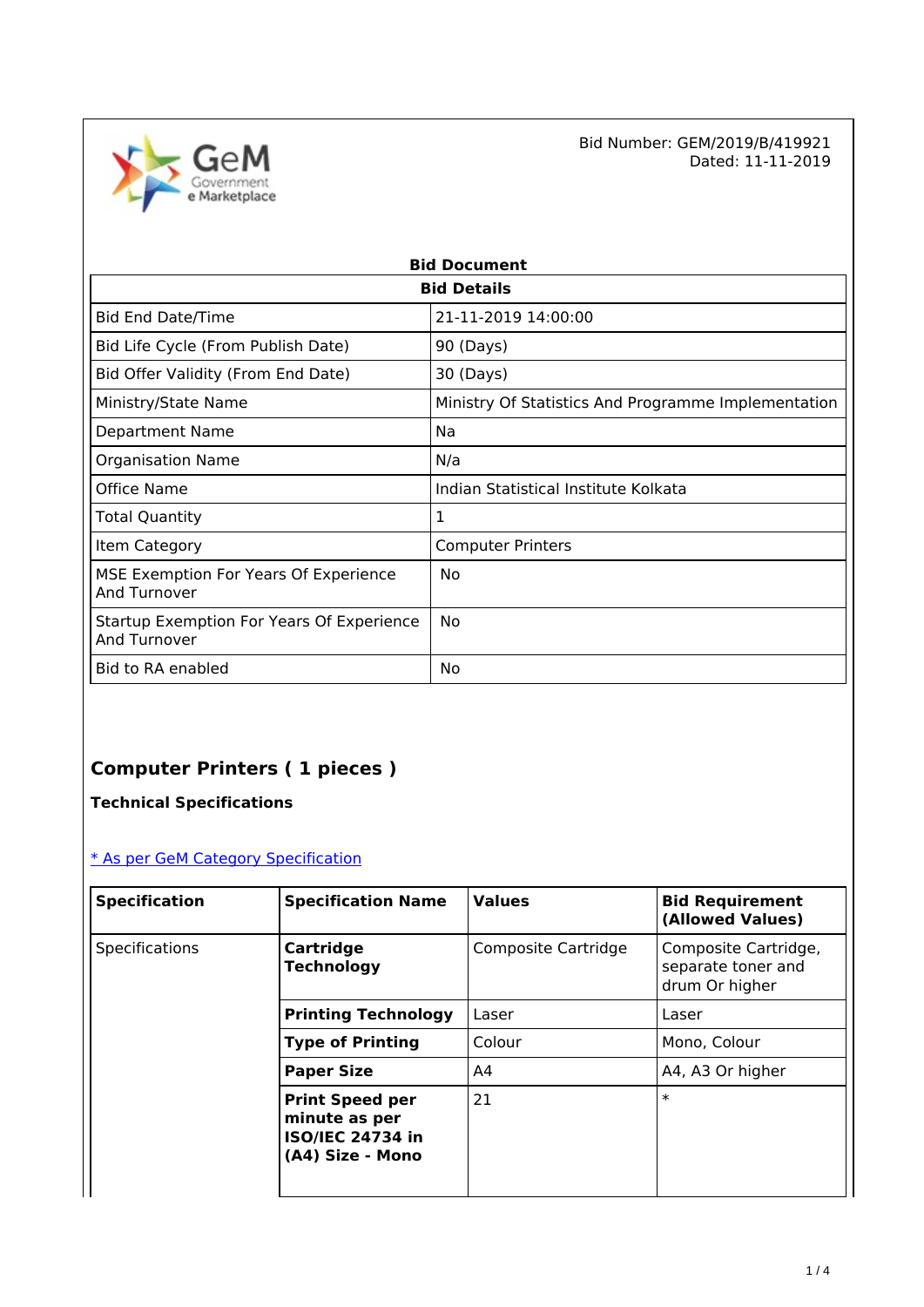Bid Number: GEM/2019/B/419921
Dated: 11-11-2019

## Bid Document

| Bid Details | |
|---|---|
| Bid End Date/Time | 21-11-2019 14:00:00 |
| Bid Life Cycle (From Publish Date) | 90 (Days) |
| Bid Offer Validity (From End Date) | 30 (Days) |
| Ministry/State Name | Ministry Of Statistics And Programme Implementation |
| Department Name | Na |
| Organisation Name | N/a |
| Office Name | Indian Statistical Institute Kolkata |
| Total Quantity | 1 |
| Item Category | Computer Printers |
| MSE Exemption For Years Of Experience And Turnover | No |
| Startup Exemption For Years Of Experience And Turnover | No |
| Bid to RA enabled | No |

## Computer Printers ( 1 pieces )

**Technical Specifications**

[* As per GeM Category Specification]

| Specification | Specification Name | Values | Bid Requirement (Allowed Values) |
|---|---|---|---|
| Specifications | **Cartridge Technology** | Composite Cartridge | Composite Cartridge, separate toner and drum Or higher |
| | **Printing Technology** | Laser | Laser |
| | **Type of Printing** | Colour | Mono, Colour |
| | **Paper Size** | A4 | A4, A3 Or higher |
| | **Print Speed per minute as per ISO/IEC 24734 in (A4) Size - Mono** | 21 | * |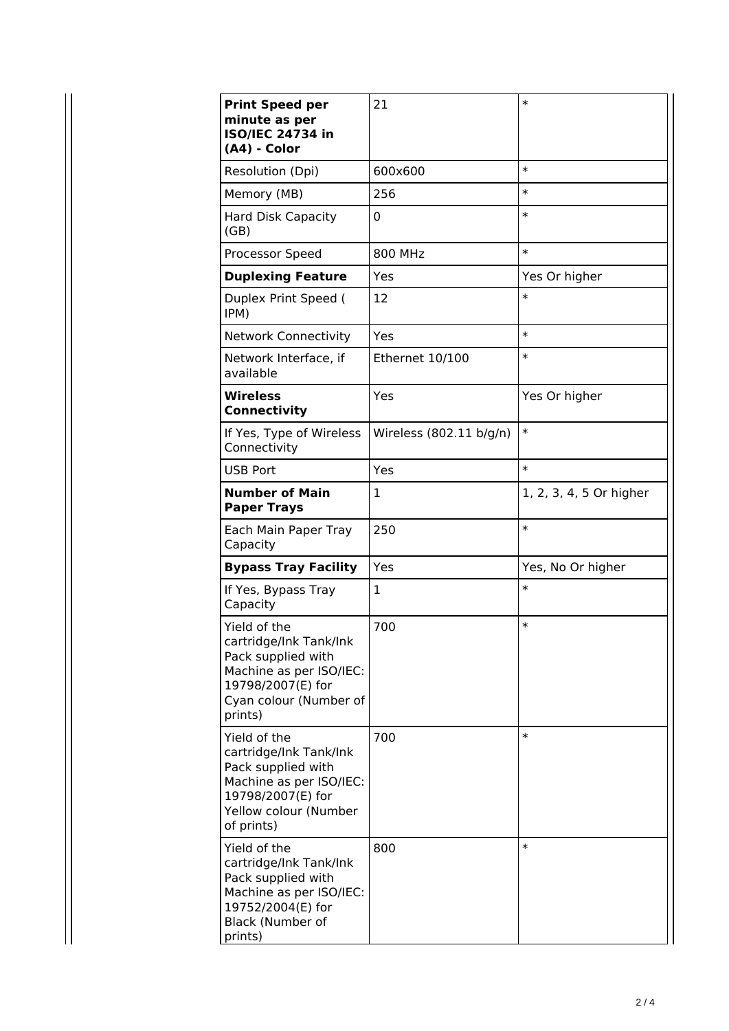| **Print Speed per minute as per ISO/IEC 24734 in (A4) - Color** | 21 | * |
|---|---|---|
| Resolution (Dpi) | 600x600 | * |
| Memory (MB) | 256 | * |
| Hard Disk Capacity (GB) | 0 | * |
| Processor Speed | 800 MHz | * |
| **Duplexing Feature** | Yes | Yes Or higher |
| Duplex Print Speed ( IPM) | 12 | * |
| Network Connectivity | Yes | * |
| Network Interface, if available | Ethernet 10/100 | * |
| **Wireless Connectivity** | Yes | Yes Or higher |
| If Yes, Type of Wireless Connectivity | Wireless (802.11 b/g/n) | * |
| USB Port | Yes | * |
| **Number of Main Paper Trays** | 1 | 1, 2, 3, 4, 5 Or higher |
| Each Main Paper Tray Capacity | 250 | * |
| **Bypass Tray Facility** | Yes | Yes, No Or higher |
| If Yes, Bypass Tray Capacity | 1 | * |
| Yield of the cartridge/Ink Tank/Ink Pack supplied with Machine as per ISO/IEC: 19798/2007(E) for Cyan colour (Number of prints) | 700 | * |
| Yield of the cartridge/Ink Tank/Ink Pack supplied with Machine as per ISO/IEC: 19798/2007(E) for Yellow colour (Number of prints) | 700 | * |
| Yield of the cartridge/Ink Tank/Ink Pack supplied with Machine as per ISO/IEC: 19752/2004(E) for Black (Number of prints) | 800 | * |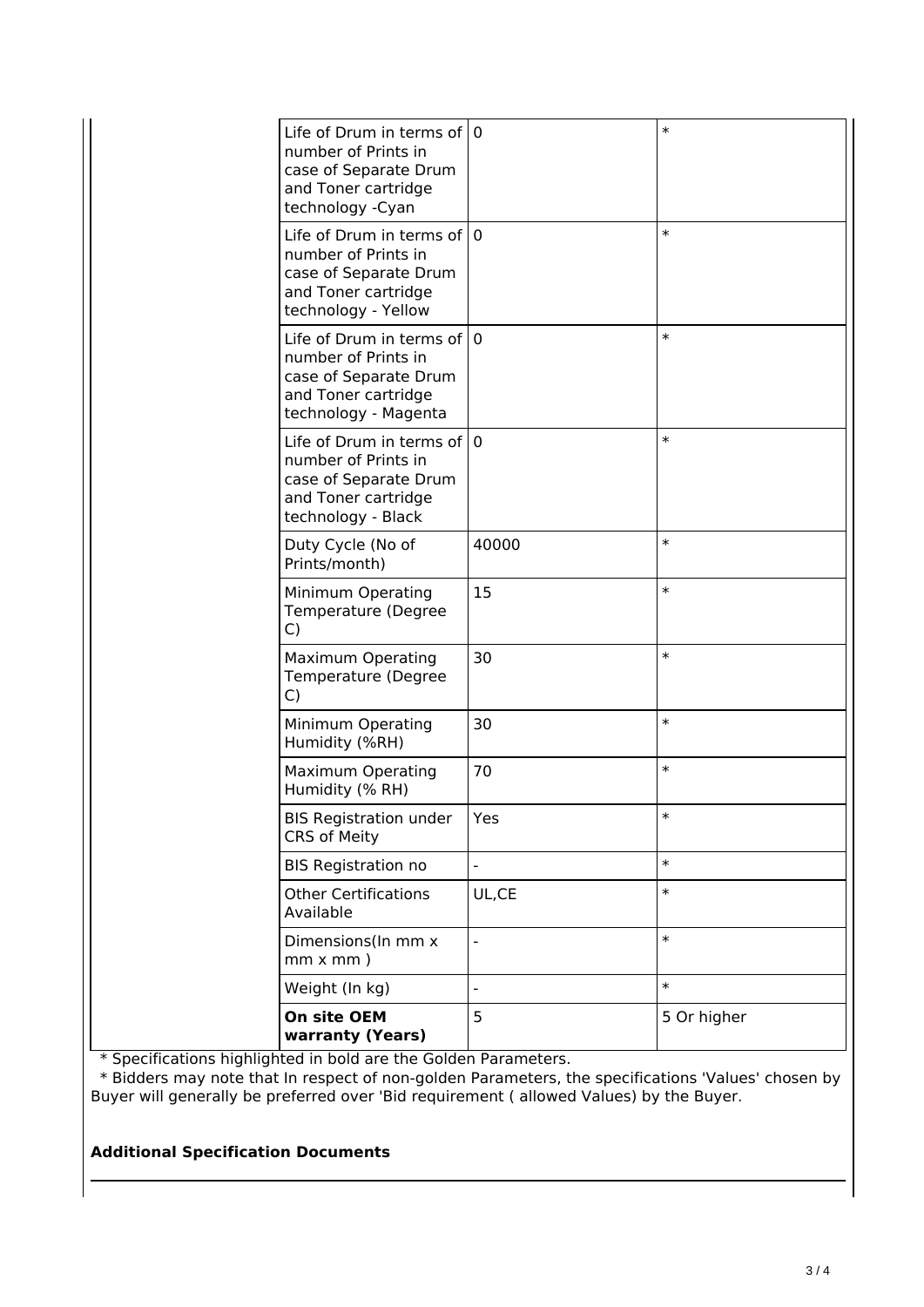| | | |
|---|---|---|
| Life of Drum in terms of number of Prints in case of Separate Drum and Toner cartridge technology -Cyan | 0 | * |
| Life of Drum in terms of number of Prints in case of Separate Drum and Toner cartridge technology - Yellow | 0 | * |
| Life of Drum in terms of number of Prints in case of Separate Drum and Toner cartridge technology - Magenta | 0 | * |
| Life of Drum in terms of number of Prints in case of Separate Drum and Toner cartridge technology - Black | 0 | * |
| Duty Cycle (No of Prints/month) | 40000 | * |
| Minimum Operating Temperature (Degree C) | 15 | * |
| Maximum Operating Temperature (Degree C) | 30 | * |
| Minimum Operating Humidity (%RH) | 30 | * |
| Maximum Operating Humidity (% RH) | 70 | * |
| BIS Registration under CRS of Meity | Yes | * |
| BIS Registration no | - | * |
| Other Certifications Available | UL,CE | * |
| Dimensions(In mm x mm x mm ) | - | * |
| Weight (In kg) | - | * |
| **On site OEM warranty (Years)** | 5 | 5 Or higher |

* Specifications highlighted in bold are the Golden Parameters.
* Bidders may note that In respect of non-golden Parameters, the specifications 'Values' chosen by Buyer will generally be preferred over 'Bid requirement ( allowed Values) by the Buyer.

**Additional Specification Documents**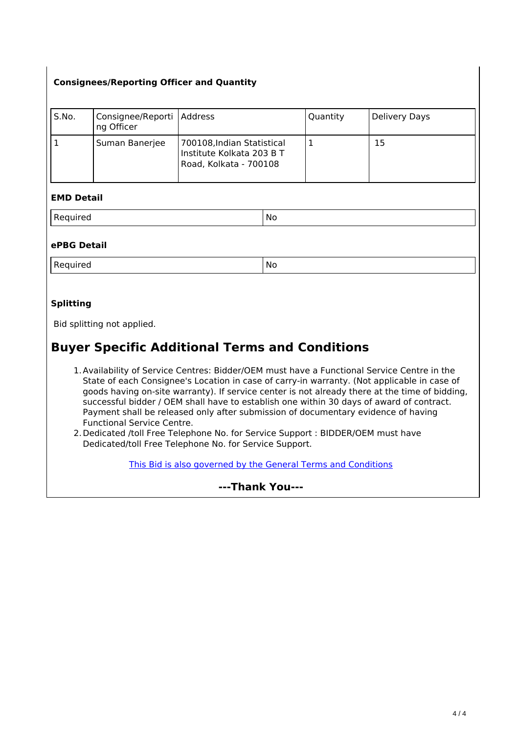### Consignees/Reporting Officer and Quantity

| S.No. | Consignee/Reporting Officer | Address | Quantity | Delivery Days |
|---|---|---|---|---|
| 1 | Suman Banerjee | 700108,Indian Statistical Institute Kolkata 203 B T Road, Kolkata - 700108 | 1 | 15 |

### EMD Detail

| | |
|---|---|
| Required | No |

### ePBG Detail

| | |
|---|---|
| Required | No |

### Splitting

Bid splitting not applied.

## Buyer Specific Additional Terms and Conditions

1. Availability of Service Centres: Bidder/OEM must have a Functional Service Centre in the State of each Consignee's Location in case of carry-in warranty. (Not applicable in case of goods having on-site warranty). If service center is not already there at the time of bidding, successful bidder / OEM shall have to establish one within 30 days of award of contract. Payment shall be released only after submission of documentary evidence of having Functional Service Centre.
2. Dedicated /toll Free Telephone No. for Service Support : BIDDER/OEM must have Dedicated/toll Free Telephone No. for Service Support.

This Bid is also governed by the General Terms and Conditions

**---Thank You---**